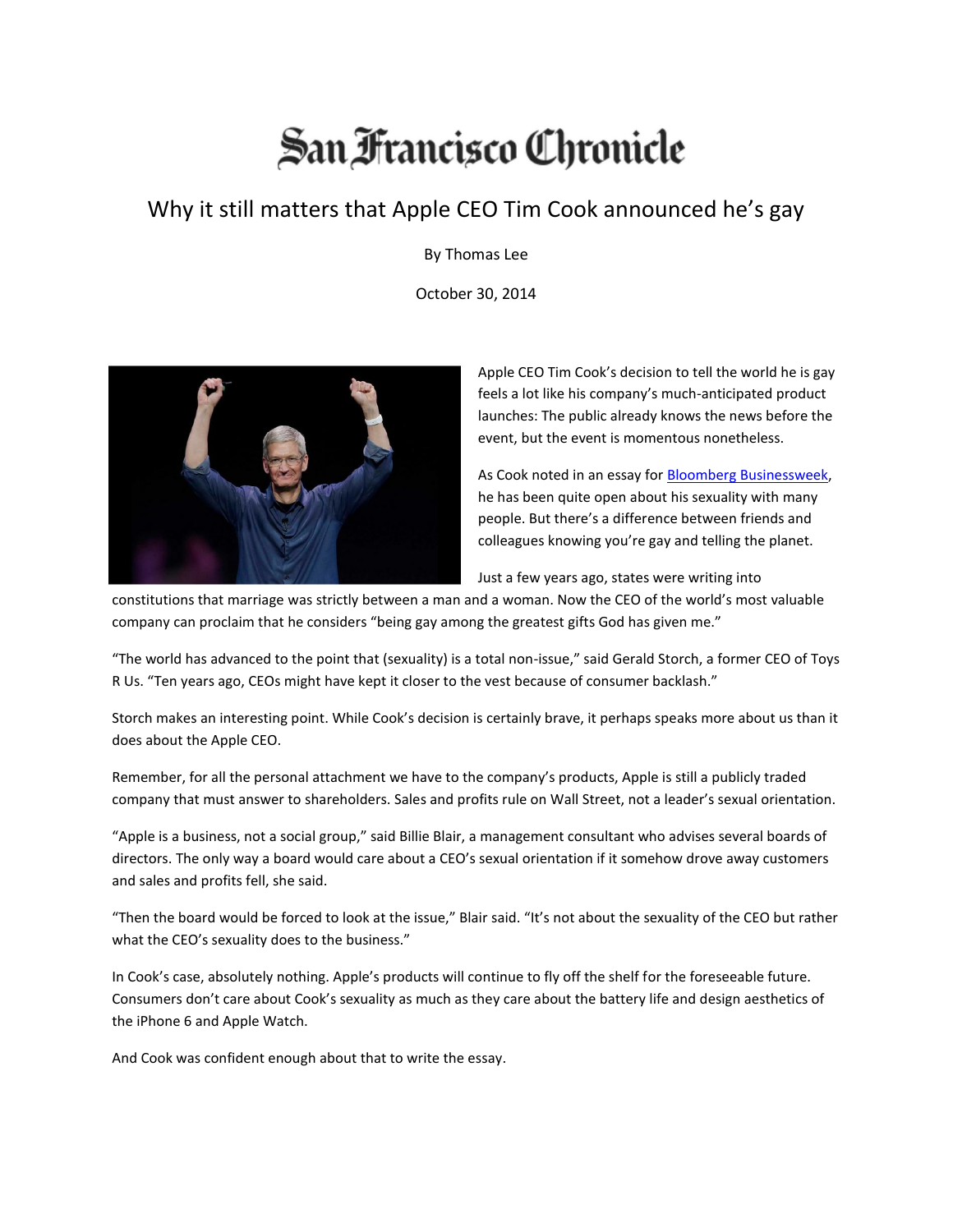# San Francisco Chronicle

## Why it still matters that Apple CEO Tim Cook announced he's gay

By Thomas Lee

October 30, 2014

Apple CEO Tim Cook's decision to tell the world he is gay feels a lot like his company's much-anticipated product launches: The public already knows the news before the event, but the event is momentous nonetheless.

As Cook noted in an essay for Bloomberg Businessweek, he has been quite open about his sexuality with many people. But there's a difference between friends and colleagues knowing you're gay and telling the planet.

Just a few years ago, states were writing into constitutions that marriage was strictly between a man and a woman. Now the CEO of the world's most valuable company can proclaim that he considers "being gay among the greatest gifts God has given me."

"The world has advanced to the point that (sexuality) is a total non-issue," said Gerald Storch, a former CEO of Toys R Us. "Ten years ago, CEOs might have kept it closer to the vest because of consumer backlash."

Storch makes an interesting point. While Cook's decision is certainly brave, it perhaps speaks more about us than it does about the Apple CEO.

Remember, for all the personal attachment we have to the company's products, Apple is still a publicly traded company that must answer to shareholders. Sales and profits rule on Wall Street, not a leader's sexual orientation.

"Apple is a business, not a social group," said Billie Blair, a management consultant who advises several boards of directors. The only way a board would care about a CEO's sexual orientation if it somehow drove away customers and sales and profits fell, she said.

"Then the board would be forced to look at the issue," Blair said. "It's not about the sexuality of the CEO but rather what the CEO's sexuality does to the business."

In Cook's case, absolutely nothing. Apple's products will continue to fly off the shelf for the foreseeable future. Consumers don't care about Cook's sexuality as much as they care about the battery life and design aesthetics of the iPhone 6 and Apple Watch.

And Cook was confident enough about that to write the essay.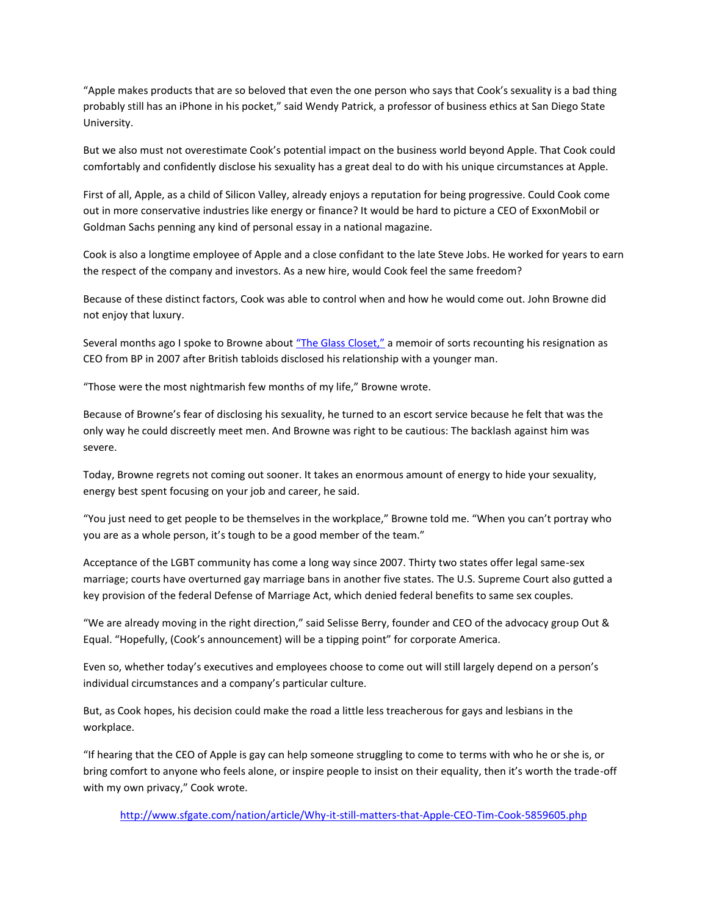"Apple makes products that are so beloved that even the one person who says that Cook's sexuality is a bad thing probably still has an iPhone in his pocket," said Wendy Patrick, a professor of business ethics at San Diego State University.

But we also must not overestimate Cook's potential impact on the business world beyond Apple. That Cook could comfortably and confidently disclose his sexuality has a great deal to do with his unique circumstances at Apple.

First of all, Apple, as a child of Silicon Valley, already enjoys a reputation for being progressive. Could Cook come out in more conservative industries like energy or finance? It would be hard to picture a CEO of ExxonMobil or Goldman Sachs penning any kind of personal essay in a national magazine.

Cook is also a longtime employee of Apple and a close confidant to the late Steve Jobs. He worked for years to earn the respect of the company and investors. As a new hire, would Cook feel the same freedom?

Because of these distinct factors, Cook was able to control when and how he would come out. John Browne did not enjoy that luxury.

Several months ago I spoke to Browne about "The Glass Closet," a memoir of sorts recounting his resignation as CEO from BP in 2007 after British tabloids disclosed his relationship with a younger man.

"Those were the most nightmarish few months of my life," Browne wrote.

Because of Browne's fear of disclosing his sexuality, he turned to an escort service because he felt that was the only way he could discreetly meet men. And Browne was right to be cautious: The backlash against him was severe.

Today, Browne regrets not coming out sooner. It takes an enormous amount of energy to hide your sexuality, energy best spent focusing on your job and career, he said.

"You just need to get people to be themselves in the workplace," Browne told me. "When you can't portray who you are as a whole person, it's tough to be a good member of the team."

Acceptance of the LGBT community has come a long way since 2007. Thirty two states offer legal same-sex marriage; courts have overturned gay marriage bans in another five states. The U.S. Supreme Court also gutted a key provision of the federal Defense of Marriage Act, which denied federal benefits to same sex couples.

"We are already moving in the right direction," said Selisse Berry, founder and CEO of the advocacy group Out & Equal. "Hopefully, (Cook's announcement) will be a tipping point" for corporate America.

Even so, whether today's executives and employees choose to come out will still largely depend on a person's individual circumstances and a company's particular culture.

But, as Cook hopes, his decision could make the road a little less treacherous for gays and lesbians in the workplace.

"If hearing that the CEO of Apple is gay can help someone struggling to come to terms with who he or she is, or bring comfort to anyone who feels alone, or inspire people to insist on their equality, then it's worth the trade-off with my own privacy," Cook wrote.

http://www.sfgate.com/nation/article/Why-it-still-matters-that-Apple-CEO-Tim-Cook-5859605.php